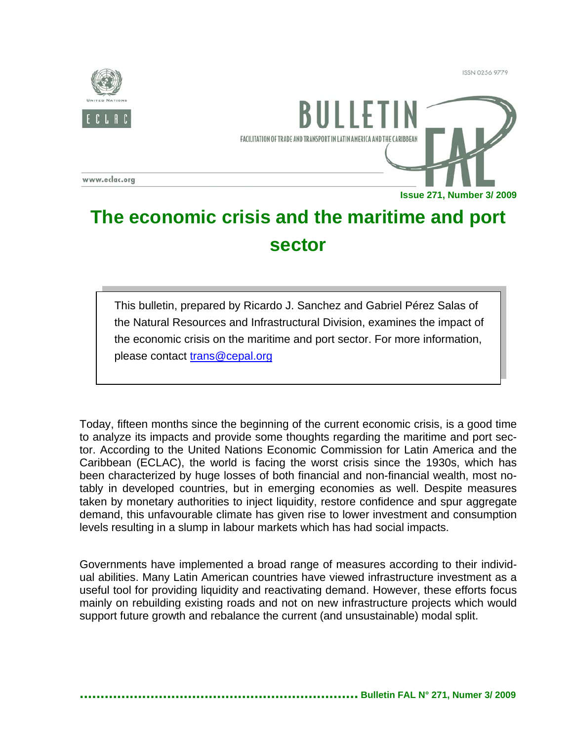ISSN 0256 9779

UNITED NATIONS

ECLAC

# BULLETIN FAL

FACILITATION OF TRADE AND TRANSPORT IN LATIN AMERICA AND THE CARIBBEAN

www.eclac.org

**Issue 271, Number 3/ 2009**

# The economic crisis and the maritime and port sector

> This bulletin, prepared by Ricardo J. Sanchez and Gabriel Pérez Salas of the Natural Resources and Infrastructural Division, examines the impact of the economic crisis on the maritime and port sector. For more information, please contact [trans@cepal.org](mailto:trans@cepal.org)

Today, fifteen months since the beginning of the current economic crisis, is a good time to analyze its impacts and provide some thoughts regarding the maritime and port sector. According to the United Nations Economic Commission for Latin America and the Caribbean (ECLAC), the world is facing the worst crisis since the 1930s, which has been characterized by huge losses of both financial and non-financial wealth, most notably in developed countries, but in emerging economies as well. Despite measures taken by monetary authorities to inject liquidity, restore confidence and spur aggregate demand, this unfavourable climate has given rise to lower investment and consumption levels resulting in a slump in labour markets which has had social impacts.

Governments have implemented a broad range of measures according to their individual abilities. Many Latin American countries have viewed infrastructure investment as a useful tool for providing liquidity and reactivating demand. However, these efforts focus mainly on rebuilding existing roads and not on new infrastructure projects which would support future growth and rebalance the current (and unsustainable) modal split.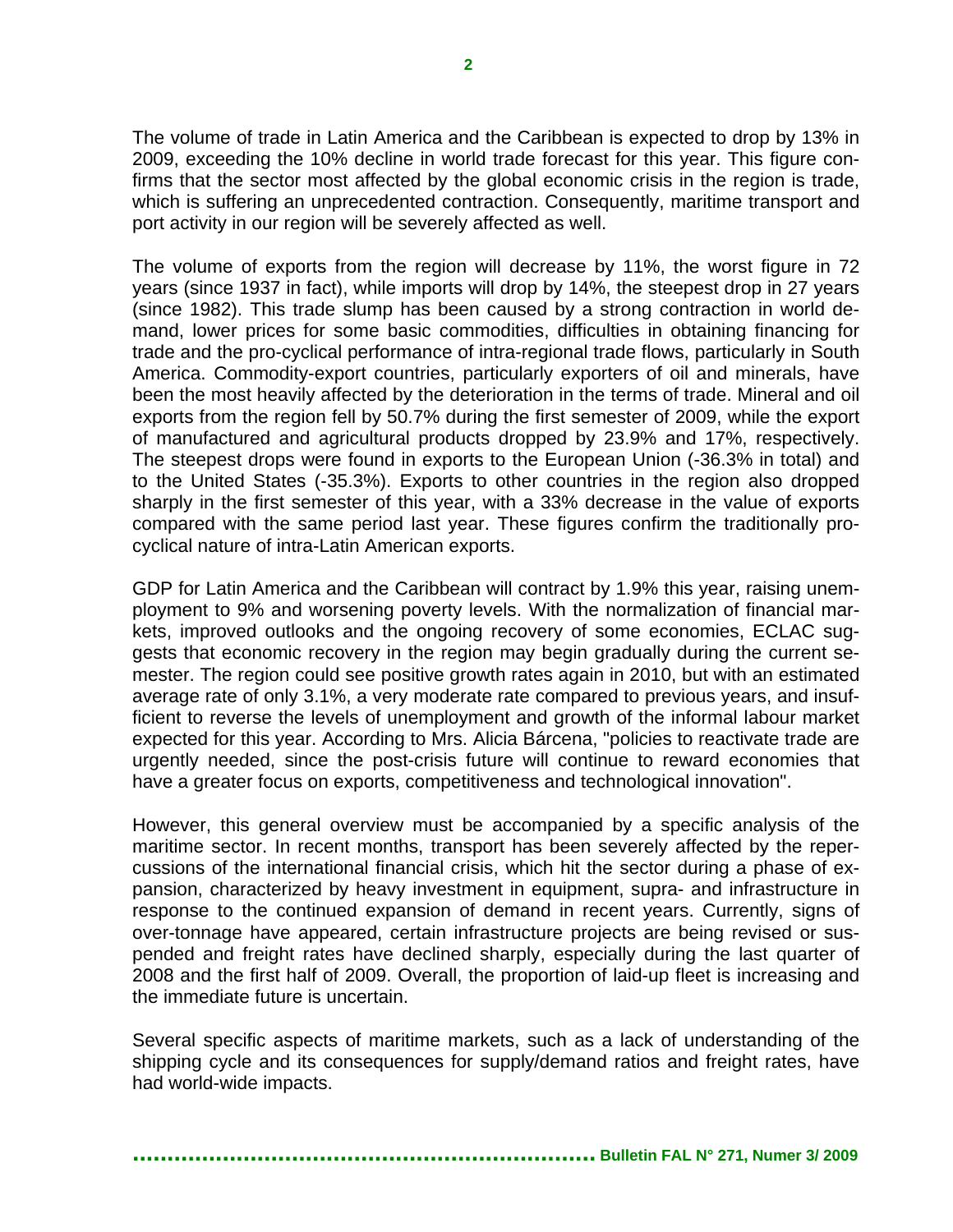The volume of trade in Latin America and the Caribbean is expected to drop by 13% in 2009, exceeding the 10% decline in world trade forecast for this year. This figure confirms that the sector most affected by the global economic crisis in the region is trade, which is suffering an unprecedented contraction. Consequently, maritime transport and port activity in our region will be severely affected as well.

The volume of exports from the region will decrease by 11%, the worst figure in 72 years (since 1937 in fact), while imports will drop by 14%, the steepest drop in 27 years (since 1982). This trade slump has been caused by a strong contraction in world demand, lower prices for some basic commodities, difficulties in obtaining financing for trade and the pro-cyclical performance of intra-regional trade flows, particularly in South America. Commodity-export countries, particularly exporters of oil and minerals, have been the most heavily affected by the deterioration in the terms of trade. Mineral and oil exports from the region fell by 50.7% during the first semester of 2009, while the export of manufactured and agricultural products dropped by 23.9% and 17%, respectively. The steepest drops were found in exports to the European Union (-36.3% in total) and to the United States (-35.3%). Exports to other countries in the region also dropped sharply in the first semester of this year, with a 33% decrease in the value of exports compared with the same period last year. These figures confirm the traditionally pro-cyclical nature of intra-Latin American exports.

GDP for Latin America and the Caribbean will contract by 1.9% this year, raising unemployment to 9% and worsening poverty levels. With the normalization of financial markets, improved outlooks and the ongoing recovery of some economies, ECLAC suggests that economic recovery in the region may begin gradually during the current semester. The region could see positive growth rates again in 2010, but with an estimated average rate of only 3.1%, a very moderate rate compared to previous years, and insufficient to reverse the levels of unemployment and growth of the informal labour market expected for this year. According to Mrs. Alicia Bárcena, "policies to reactivate trade are urgently needed, since the post-crisis future will continue to reward economies that have a greater focus on exports, competitiveness and technological innovation".

However, this general overview must be accompanied by a specific analysis of the maritime sector. In recent months, transport has been severely affected by the repercussions of the international financial crisis, which hit the sector during a phase of expansion, characterized by heavy investment in equipment, supra- and infrastructure in response to the continued expansion of demand in recent years. Currently, signs of over-tonnage have appeared, certain infrastructure projects are being revised or suspended and freight rates have declined sharply, especially during the last quarter of 2008 and the first half of 2009. Overall, the proportion of laid-up fleet is increasing and the immediate future is uncertain.

Several specific aspects of maritime markets, such as a lack of understanding of the shipping cycle and its consequences for supply/demand ratios and freight rates, have had world-wide impacts.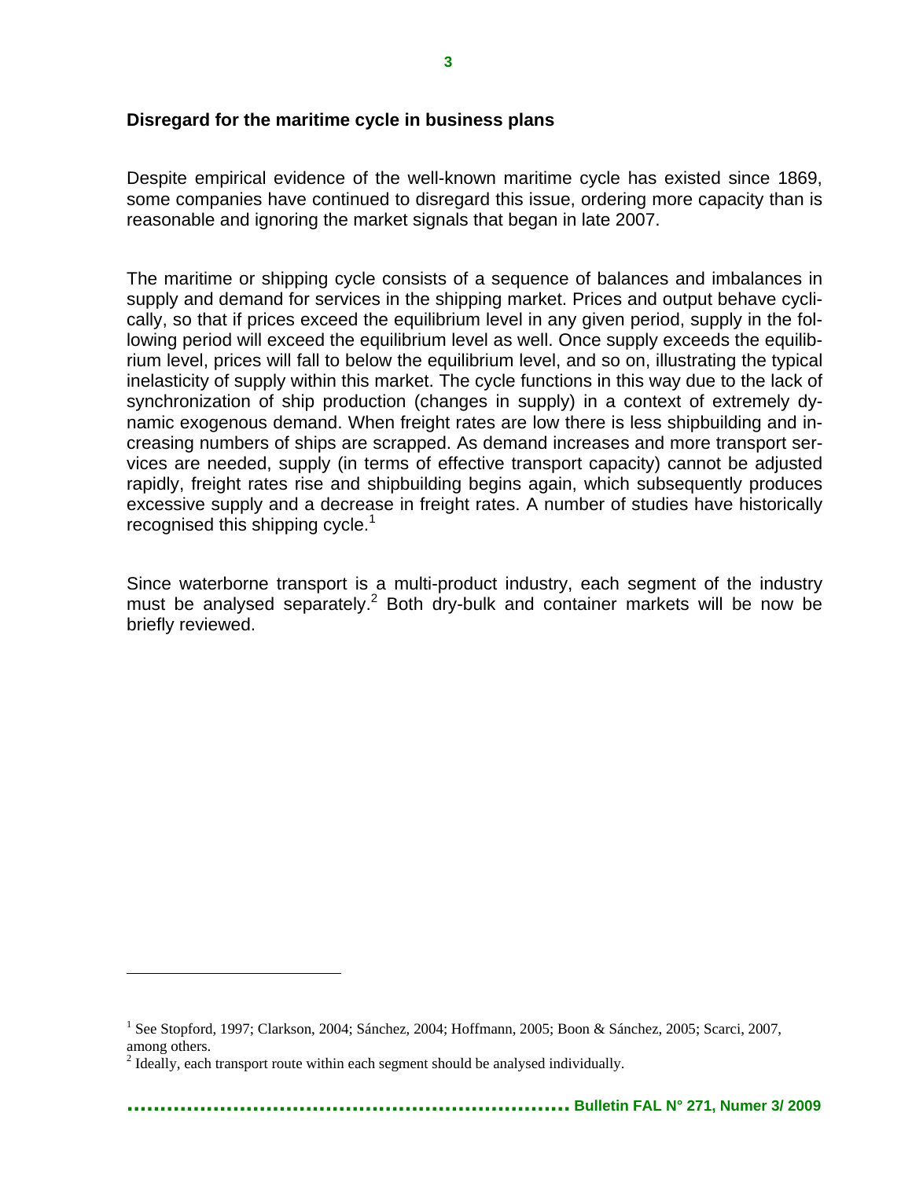## Disregard for the maritime cycle in business plans

Despite empirical evidence of the well-known maritime cycle has existed since 1869, some companies have continued to disregard this issue, ordering more capacity than is reasonable and ignoring the market signals that began in late 2007.

The maritime or shipping cycle consists of a sequence of balances and imbalances in supply and demand for services in the shipping market. Prices and output behave cyclically, so that if prices exceed the equilibrium level in any given period, supply in the following period will exceed the equilibrium level as well. Once supply exceeds the equilibrium level, prices will fall to below the equilibrium level, and so on, illustrating the typical inelasticity of supply within this market. The cycle functions in this way due to the lack of synchronization of ship production (changes in supply) in a context of extremely dynamic exogenous demand. When freight rates are low there is less shipbuilding and increasing numbers of ships are scrapped. As demand increases and more transport services are needed, supply (in terms of effective transport capacity) cannot be adjusted rapidly, freight rates rise and shipbuilding begins again, which subsequently produces excessive supply and a decrease in freight rates. A number of studies have historically recognised this shipping cycle.[1]

Since waterborne transport is a multi-product industry, each segment of the industry must be analysed separately.[2] Both dry-bulk and container markets will be now be briefly reviewed.

---

[1] See Stopford, 1997; Clarkson, 2004; Sánchez, 2004; Hoffmann, 2005; Boon & Sánchez, 2005; Scarci, 2007, among others.

[2] Ideally, each transport route within each segment should be analysed individually.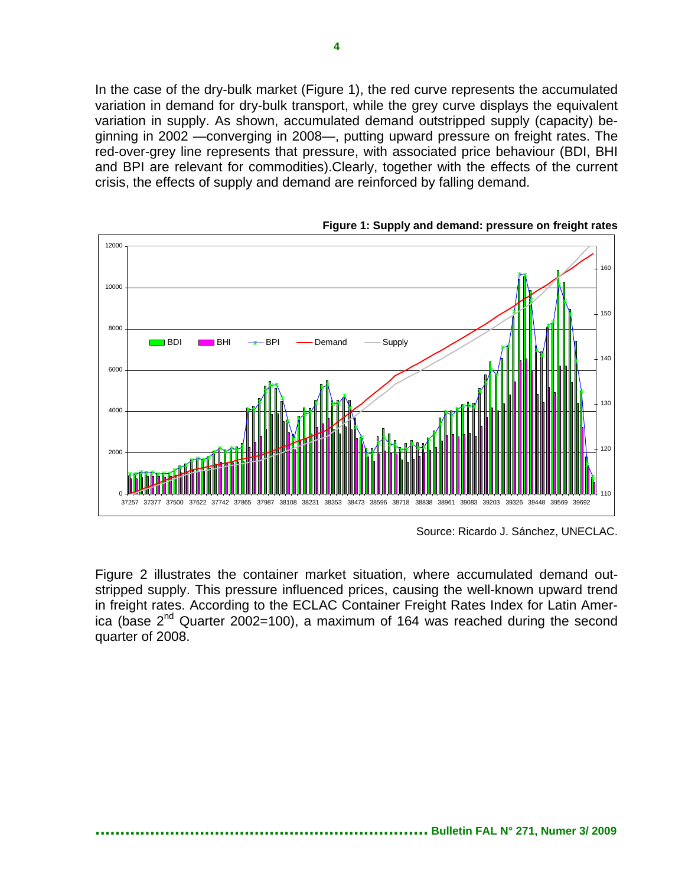In the case of the dry-bulk market (Figure 1), the red curve represents the accumulated variation in demand for dry-bulk transport, while the grey curve displays the equivalent variation in supply. As shown, accumulated demand outstripped supply (capacity) beginning in 2002 —converging in 2008—, putting upward pressure on freight rates. The red-over-grey line represents that pressure, with associated price behaviour (BDI, BHI and BPI are relevant for commodities).Clearly, together with the effects of the current crisis, the effects of supply and demand are reinforced by falling demand.

**Figure 1: Supply and demand: pressure on freight rates**

Source: Ricardo J. Sánchez, UNECLAC.

Figure 2 illustrates the container market situation, where accumulated demand outstripped supply. This pressure influenced prices, causing the well-known upward trend in freight rates. According to the ECLAC Container Freight Rates Index for Latin America (base 2nd Quarter 2002=100), a maximum of 164 was reached during the second quarter of 2008.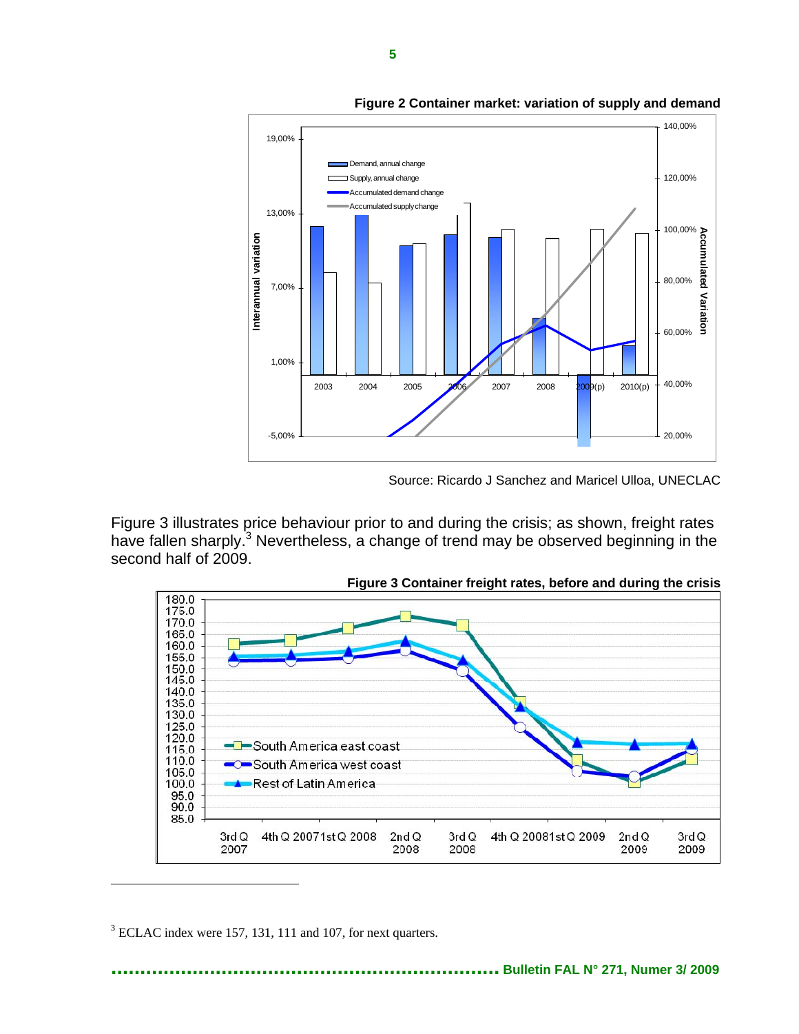**Figure 2 Container market: variation of supply and demand**

Source: Ricardo J Sanchez and Maricel Ulloa, UNECLAC

Figure 3 illustrates price behaviour prior to and during the crisis; as shown, freight rates have fallen sharply.[3] Nevertheless, a change of trend may be observed beginning in the second half of 2009.

**Figure 3 Container freight rates, before and during the crisis**

---

[3] ECLAC index were 157, 131, 111 and 107, for next quarters.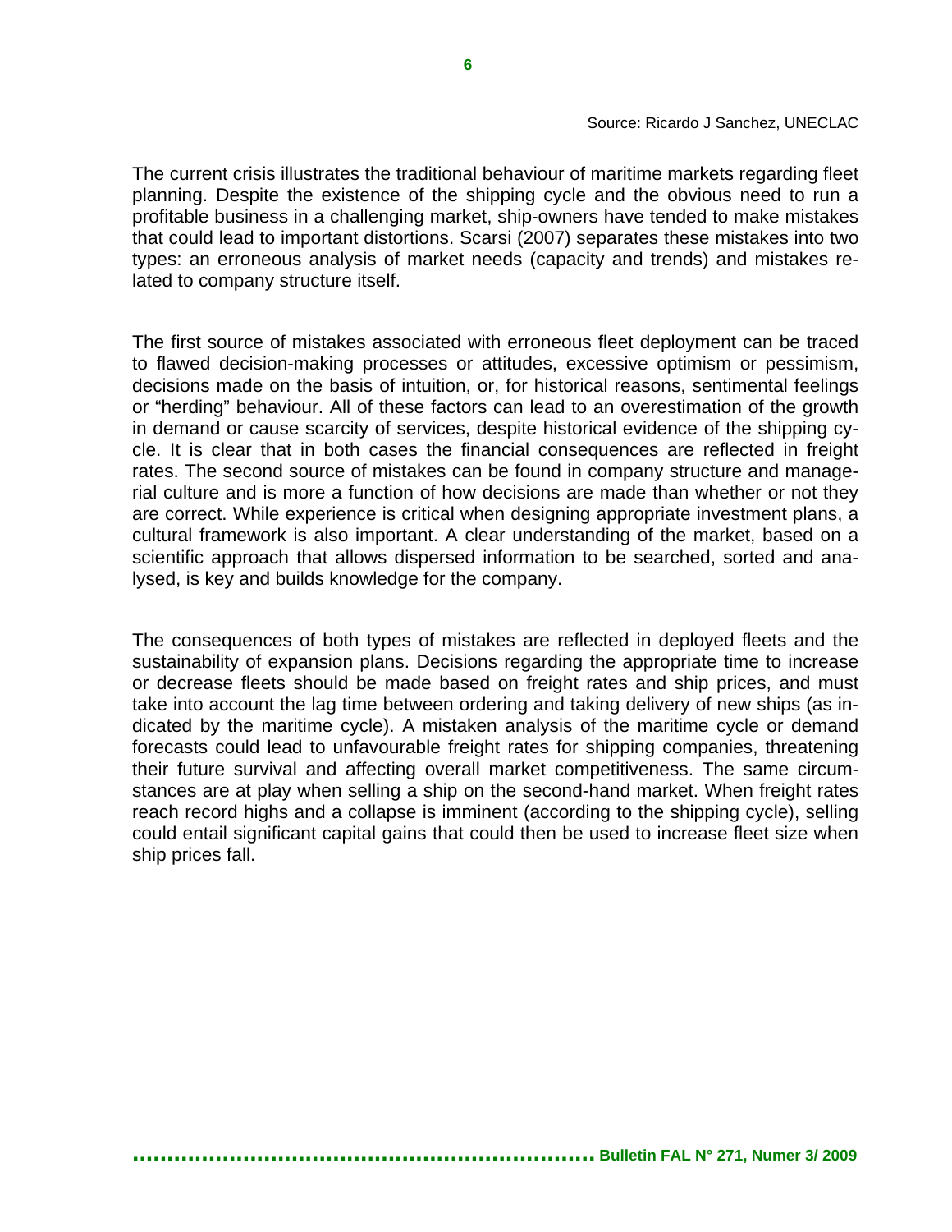Source: Ricardo J Sanchez, UNECLAC

The current crisis illustrates the traditional behaviour of maritime markets regarding fleet planning. Despite the existence of the shipping cycle and the obvious need to run a profitable business in a challenging market, ship-owners have tended to make mistakes that could lead to important distortions. Scarsi (2007) separates these mistakes into two types: an erroneous analysis of market needs (capacity and trends) and mistakes related to company structure itself.

The first source of mistakes associated with erroneous fleet deployment can be traced to flawed decision-making processes or attitudes, excessive optimism or pessimism, decisions made on the basis of intuition, or, for historical reasons, sentimental feelings or "herding" behaviour. All of these factors can lead to an overestimation of the growth in demand or cause scarcity of services, despite historical evidence of the shipping cycle. It is clear that in both cases the financial consequences are reflected in freight rates. The second source of mistakes can be found in company structure and managerial culture and is more a function of how decisions are made than whether or not they are correct. While experience is critical when designing appropriate investment plans, a cultural framework is also important. A clear understanding of the market, based on a scientific approach that allows dispersed information to be searched, sorted and analysed, is key and builds knowledge for the company.

The consequences of both types of mistakes are reflected in deployed fleets and the sustainability of expansion plans. Decisions regarding the appropriate time to increase or decrease fleets should be made based on freight rates and ship prices, and must take into account the lag time between ordering and taking delivery of new ships (as indicated by the maritime cycle). A mistaken analysis of the maritime cycle or demand forecasts could lead to unfavourable freight rates for shipping companies, threatening their future survival and affecting overall market competitiveness. The same circumstances are at play when selling a ship on the second-hand market. When freight rates reach record highs and a collapse is imminent (according to the shipping cycle), selling could entail significant capital gains that could then be used to increase fleet size when ship prices fall.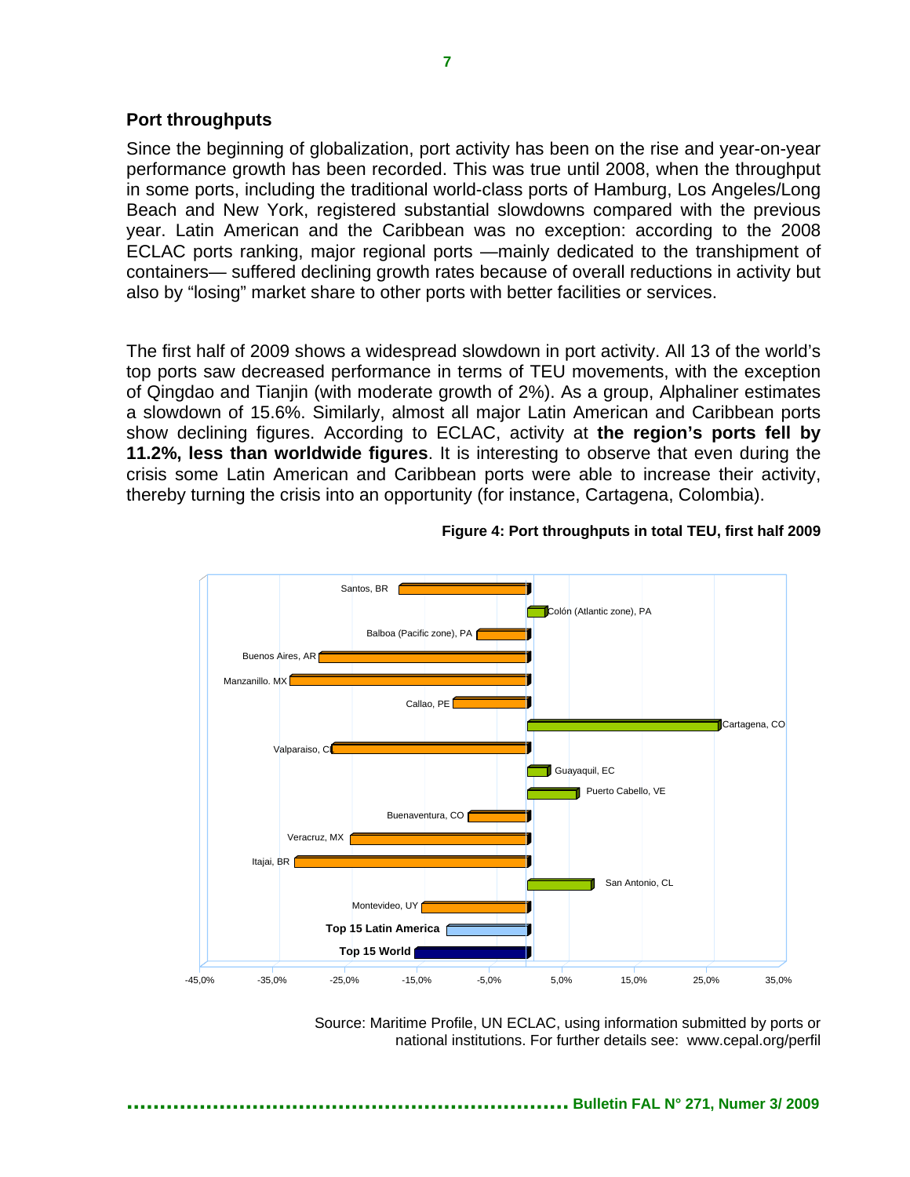## Port throughputs

Since the beginning of globalization, port activity has been on the rise and year-on-year performance growth has been recorded. This was true until 2008, when the throughput in some ports, including the traditional world-class ports of Hamburg, Los Angeles/Long Beach and New York, registered substantial slowdowns compared with the previous year. Latin American and the Caribbean was no exception: according to the 2008 ECLAC ports ranking, major regional ports —mainly dedicated to the transhipment of containers— suffered declining growth rates because of overall reductions in activity but also by "losing" market share to other ports with better facilities or services.

The first half of 2009 shows a widespread slowdown in port activity. All 13 of the world's top ports saw decreased performance in terms of TEU movements, with the exception of Qingdao and Tianjin (with moderate growth of 2%). As a group, Alphaliner estimates a slowdown of 15.6%. Similarly, almost all major Latin American and Caribbean ports show declining figures. According to ECLAC, activity at **the region's ports fell by 11.2%, less than worldwide figures**. It is interesting to observe that even during the crisis some Latin American and Caribbean ports were able to increase their activity, thereby turning the crisis into an opportunity (for instance, Cartagena, Colombia).

**Figure 4: Port throughputs in total TEU, first half 2009**

Source: Maritime Profile, UN ECLAC, using information submitted by ports or national institutions. For further details see: www.cepal.org/perfil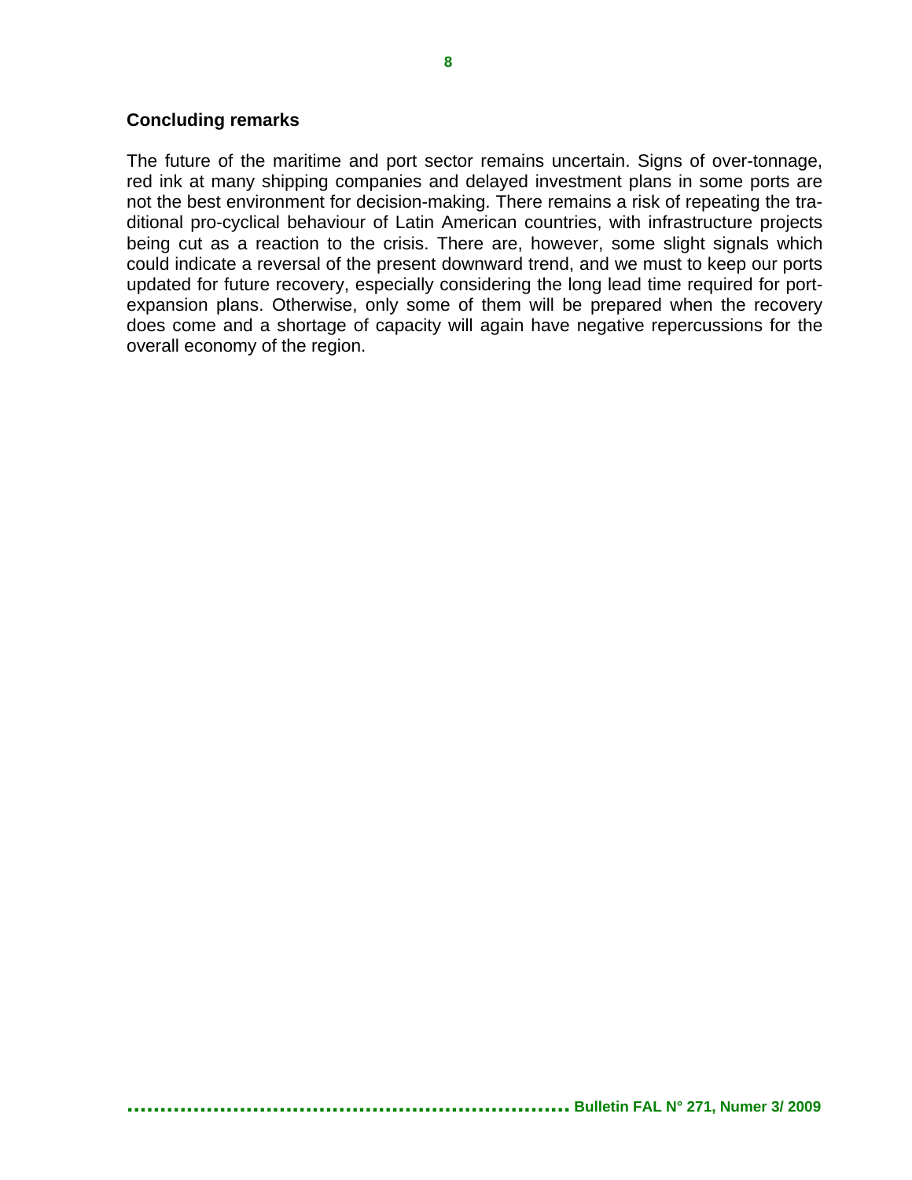## Concluding remarks

The future of the maritime and port sector remains uncertain. Signs of over-tonnage, red ink at many shipping companies and delayed investment plans in some ports are not the best environment for decision-making. There remains a risk of repeating the traditional pro-cyclical behaviour of Latin American countries, with infrastructure projects being cut as a reaction to the crisis. There are, however, some slight signals which could indicate a reversal of the present downward trend, and we must to keep our ports updated for future recovery, especially considering the long lead time required for port-expansion plans. Otherwise, only some of them will be prepared when the recovery does come and a shortage of capacity will again have negative repercussions for the overall economy of the region.